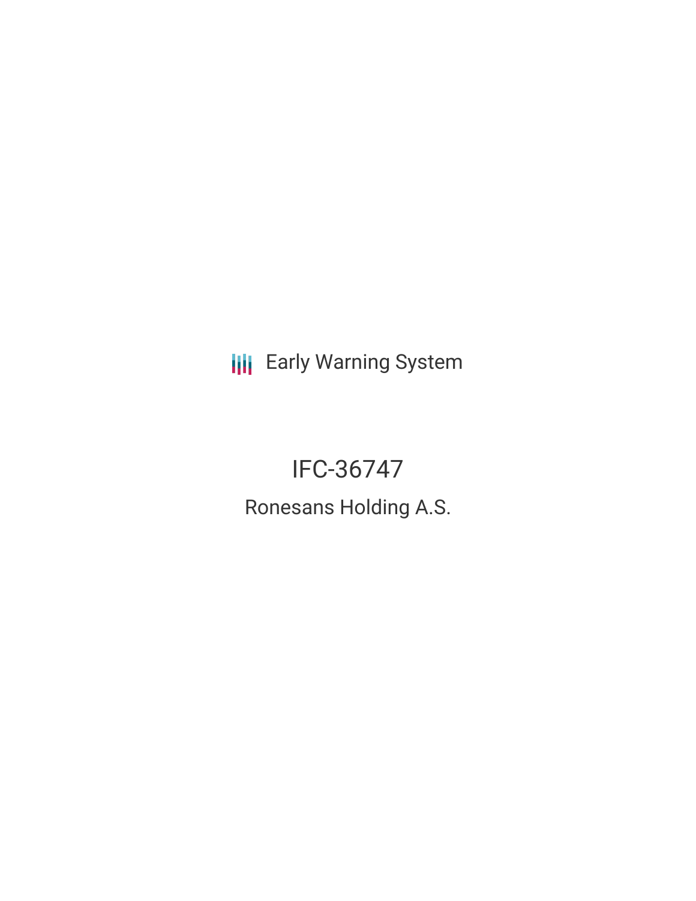Early Warning System

# IFC-36747

## Ronesans Holding A.S.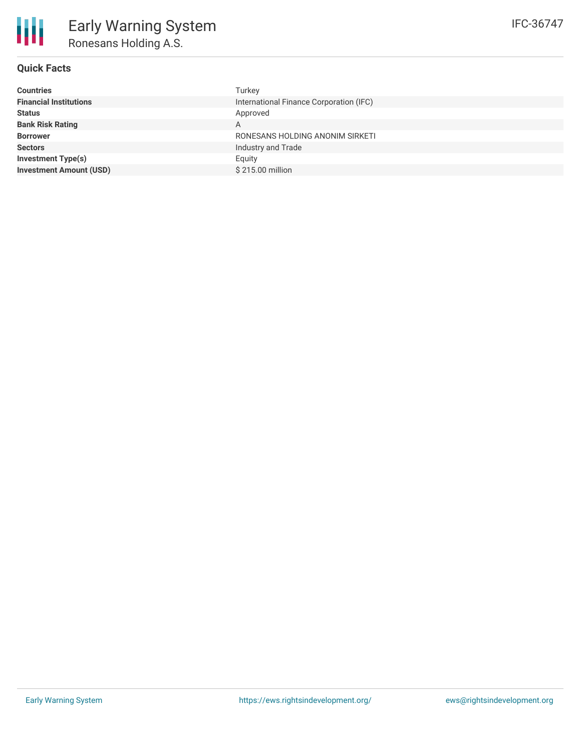# Early Warning System

## Ronesans Holding A.S.

IFC-36747

### Quick Facts

| | |
|---|---|
| **Countries** | Turkey |
| **Financial Institutions** | International Finance Corporation (IFC) |
| **Status** | Approved |
| **Bank Risk Rating** | A |
| **Borrower** | RONESANS HOLDING ANONIM SIRKETI |
| **Sectors** | Industry and Trade |
| **Investment Type(s)** | Equity |
| **Investment Amount (USD)** | $ 215.00 million |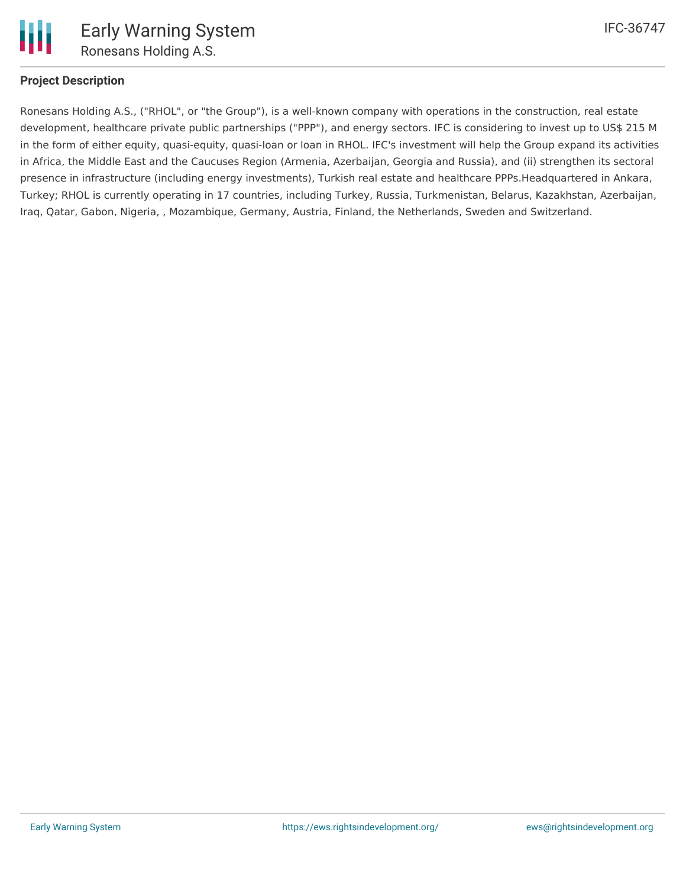### Project Description

Ronesans Holding A.S., ("RHOL", or "the Group"), is a well-known company with operations in the construction, real estate development, healthcare private public partnerships ("PPP"), and energy sectors. IFC is considering to invest up to US$ 215 M in the form of either equity, quasi-equity, quasi-loan or loan in RHOL. IFC's investment will help the Group expand its activities in Africa, the Middle East and the Caucuses Region (Armenia, Azerbaijan, Georgia and Russia), and (ii) strengthen its sectoral presence in infrastructure (including energy investments), Turkish real estate and healthcare PPPs.Headquartered in Ankara, Turkey; RHOL is currently operating in 17 countries, including Turkey, Russia, Turkmenistan, Belarus, Kazakhstan, Azerbaijan, Iraq, Qatar, Gabon, Nigeria, , Mozambique, Germany, Austria, Finland, the Netherlands, Sweden and Switzerland.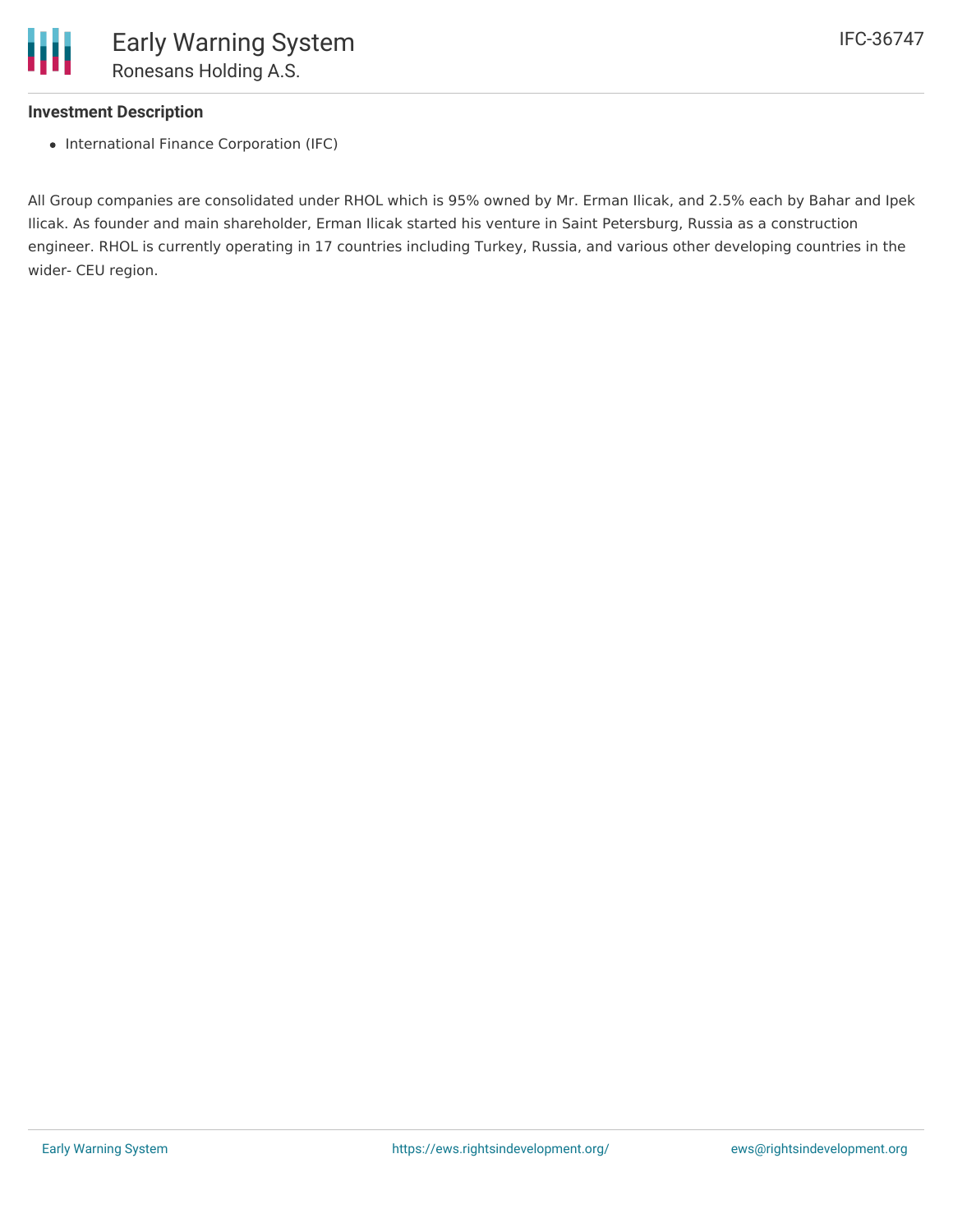### Investment Description

- International Finance Corporation (IFC)

All Group companies are consolidated under RHOL which is 95% owned by Mr. Erman Ilicak, and 2.5% each by Bahar and Ipek Ilicak. As founder and main shareholder, Erman Ilicak started his venture in Saint Petersburg, Russia as a construction engineer. RHOL is currently operating in 17 countries including Turkey, Russia, and various other developing countries in the wider- CEU region.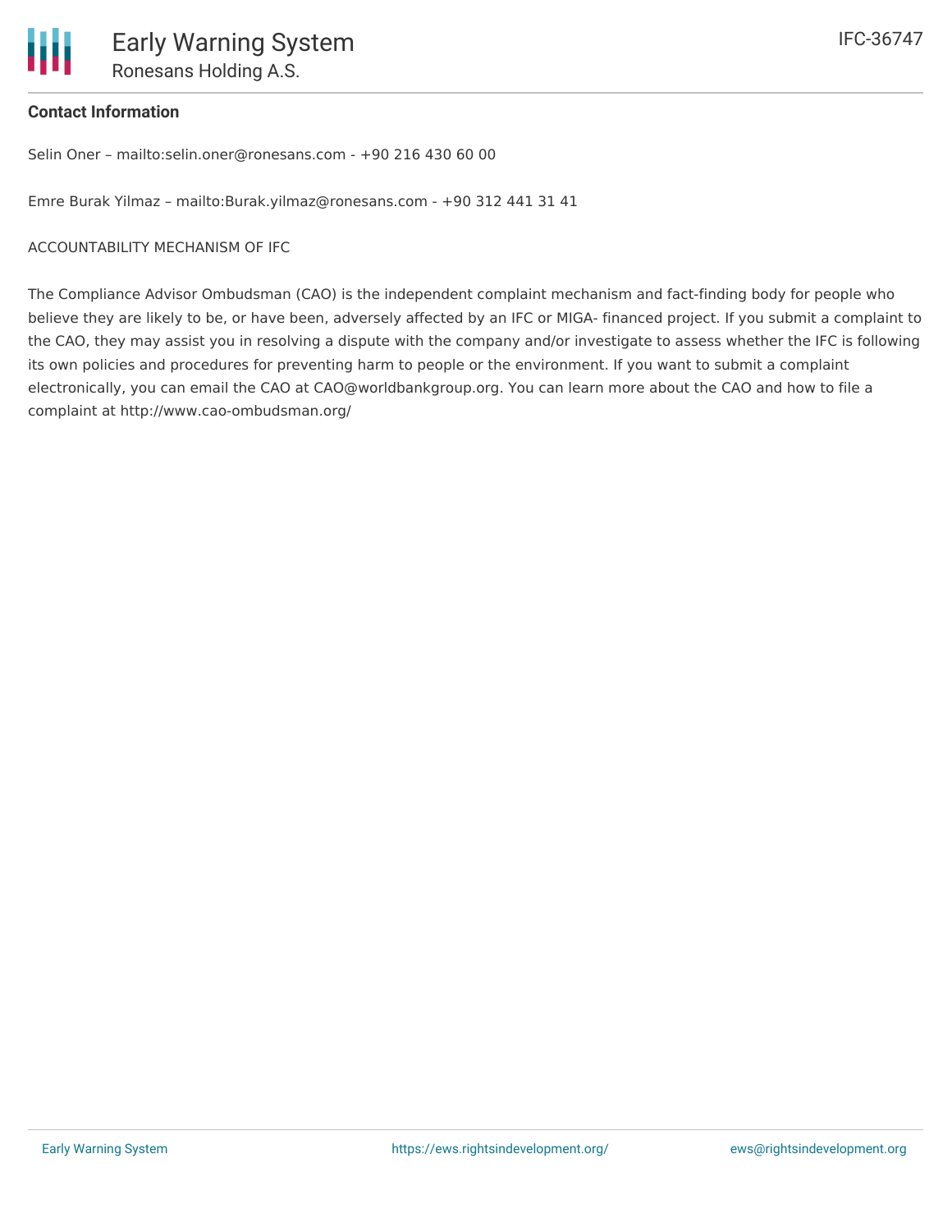**Contact Information**

Selin Oner – mailto:selin.oner@ronesans.com - +90 216 430 60 00

Emre Burak Yilmaz – mailto:Burak.yilmaz@ronesans.com - +90 312 441 31 41

ACCOUNTABILITY MECHANISM OF IFC

The Compliance Advisor Ombudsman (CAO) is the independent complaint mechanism and fact-finding body for people who believe they are likely to be, or have been, adversely affected by an IFC or MIGA- financed project. If you submit a complaint to the CAO, they may assist you in resolving a dispute with the company and/or investigate to assess whether the IFC is following its own policies and procedures for preventing harm to people or the environment. If you want to submit a complaint electronically, you can email the CAO at CAO@worldbankgroup.org. You can learn more about the CAO and how to file a complaint at http://www.cao-ombudsman.org/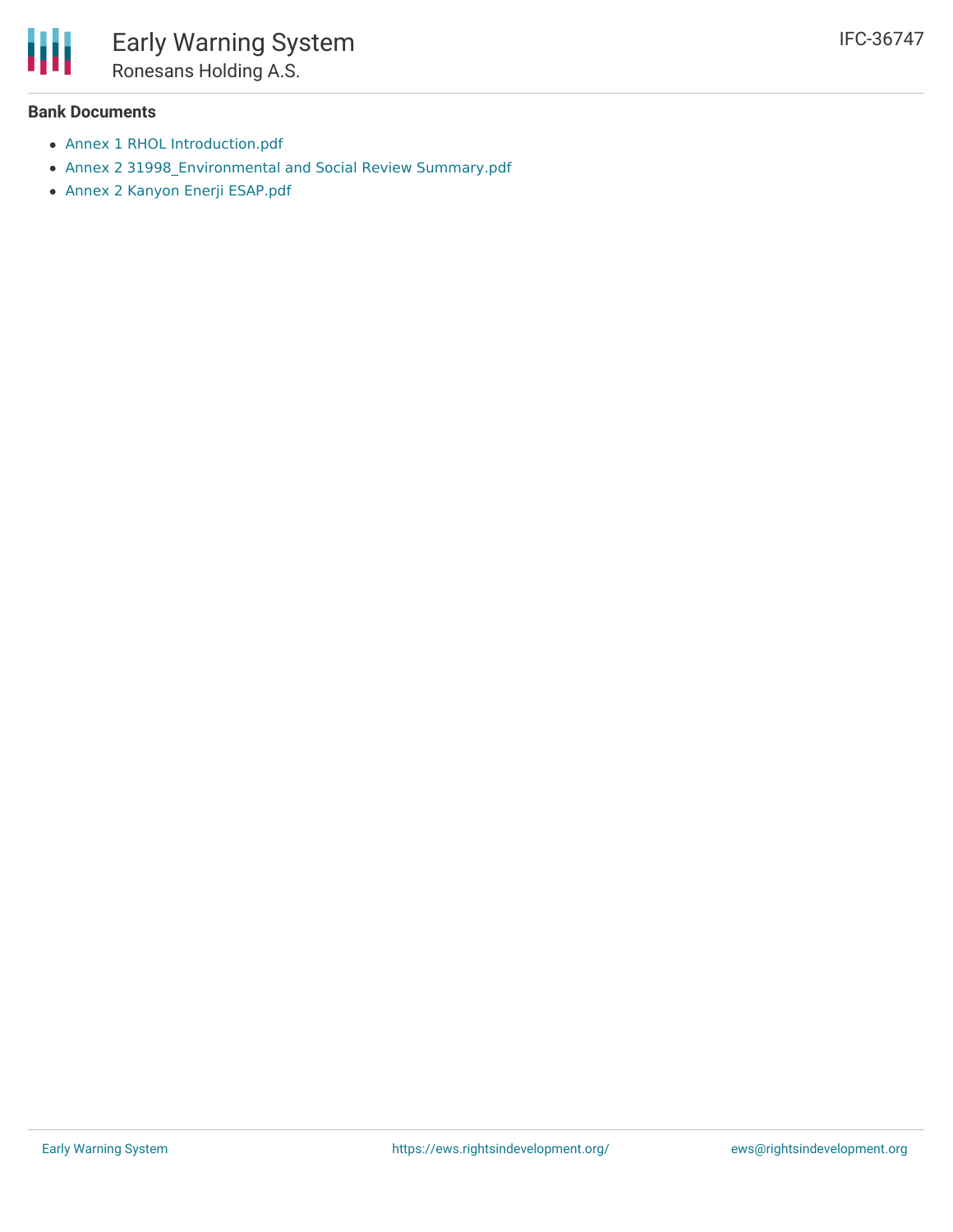### Bank Documents

- Annex 1 RHOL Introduction.pdf
- Annex 2 31998_Environmental and Social Review Summary.pdf
- Annex 2 Kanyon Enerji ESAP.pdf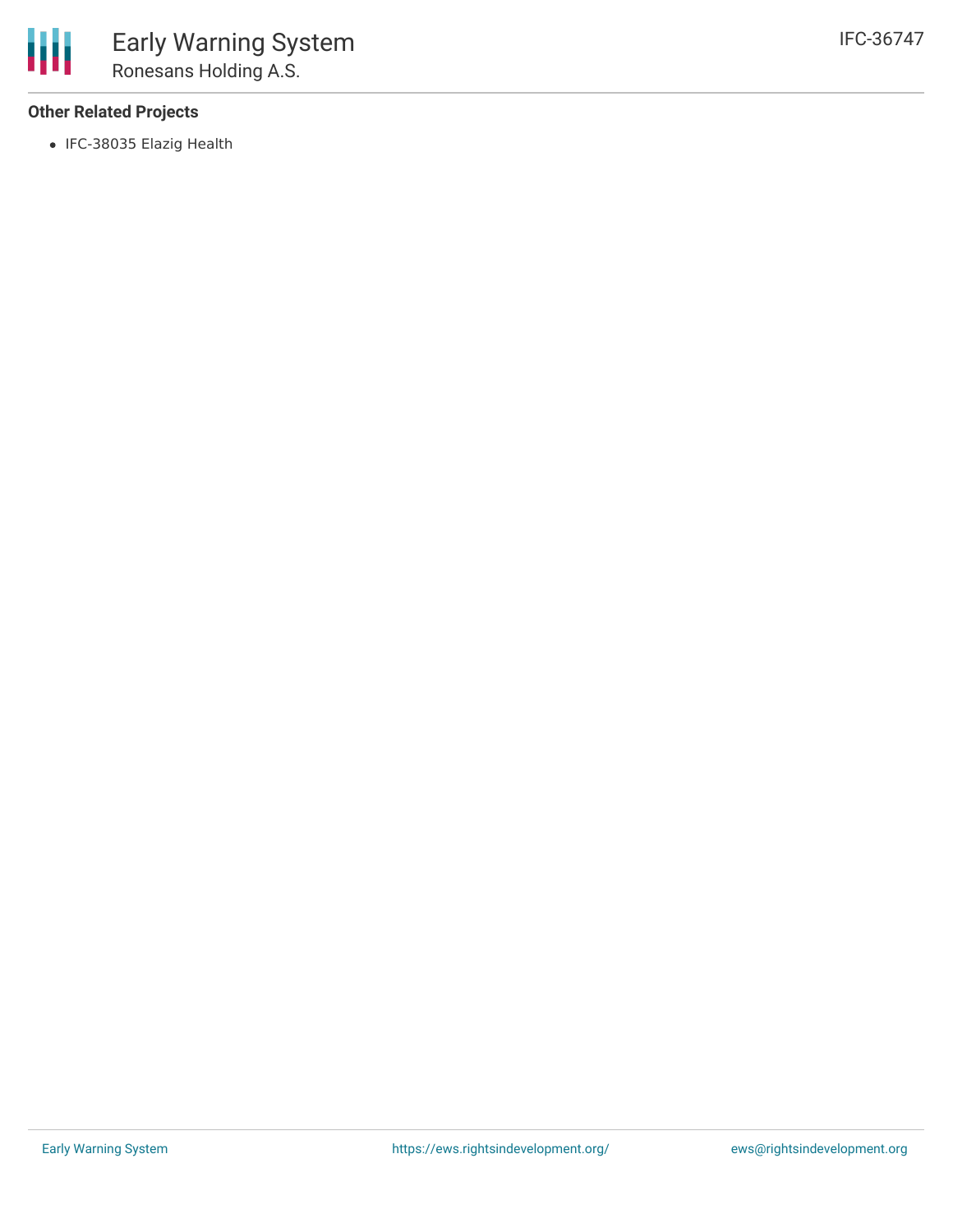**Other Related Projects**

- IFC-38035 Elazig Health